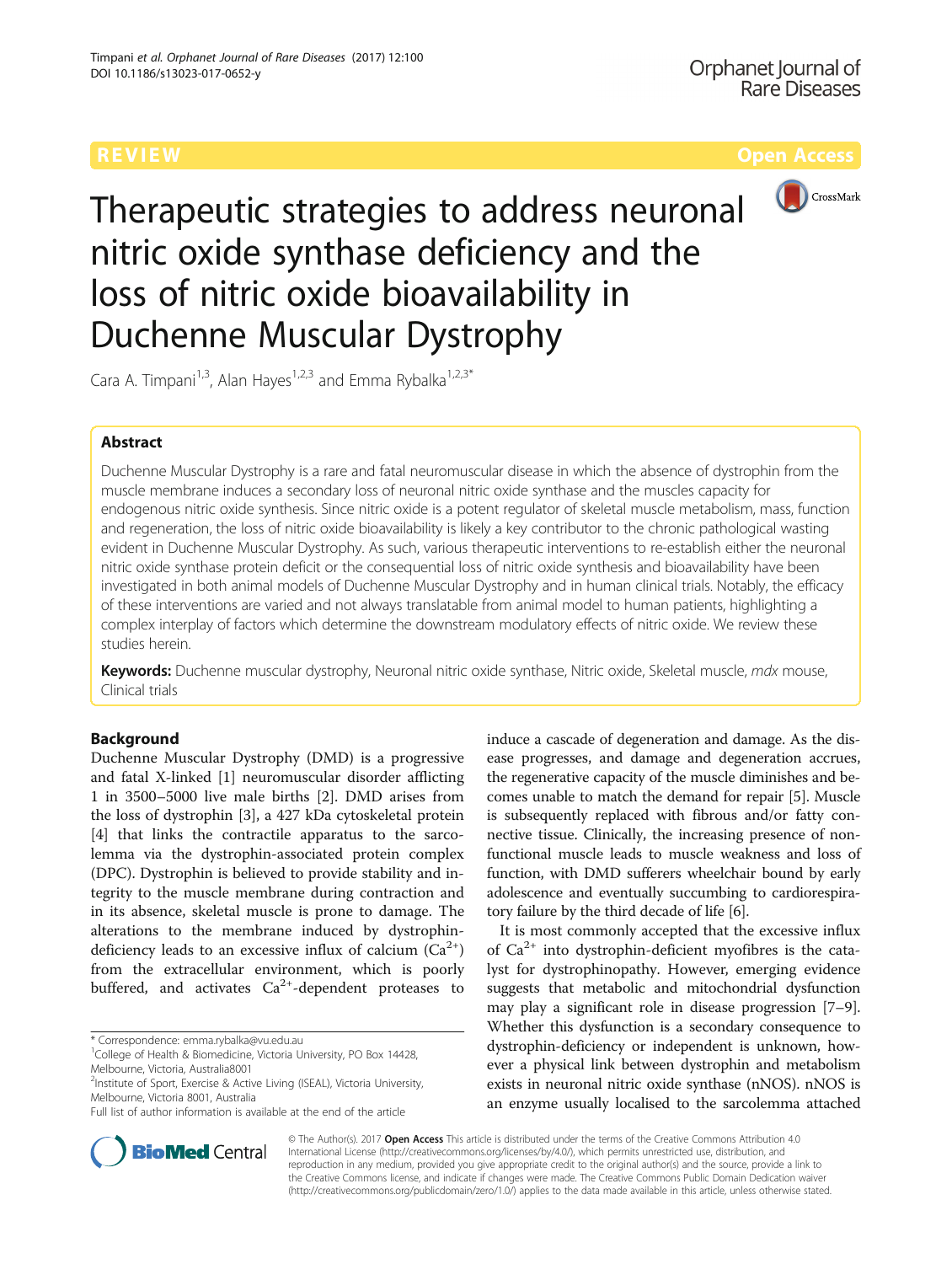REVIEW Open Access

# Therapeutic strategies to address neuronal nitric oxide synthase deficiency and the loss of nitric oxide bioavailability in Duchenne Muscular Dystrophy

Cara A. Timpani[1,3], Alan Hayes[1,2,3] and Emma Rybalka[1,2,3*]

## Abstract

Duchenne Muscular Dystrophy is a rare and fatal neuromuscular disease in which the absence of dystrophin from the muscle membrane induces a secondary loss of neuronal nitric oxide synthase and the muscles capacity for endogenous nitric oxide synthesis. Since nitric oxide is a potent regulator of skeletal muscle metabolism, mass, function and regeneration, the loss of nitric oxide bioavailability is likely a key contributor to the chronic pathological wasting evident in Duchenne Muscular Dystrophy. As such, various therapeutic interventions to re-establish either the neuronal nitric oxide synthase protein deficit or the consequential loss of nitric oxide synthesis and bioavailability have been investigated in both animal models of Duchenne Muscular Dystrophy and in human clinical trials. Notably, the efficacy of these interventions are varied and not always translatable from animal model to human patients, highlighting a complex interplay of factors which determine the downstream modulatory effects of nitric oxide. We review these studies herein.

**Keywords:** Duchenne muscular dystrophy, Neuronal nitric oxide synthase, Nitric oxide, Skeletal muscle, *mdx* mouse, Clinical trials

## Background

Duchenne Muscular Dystrophy (DMD) is a progressive and fatal X-linked [1] neuromuscular disorder afflicting 1 in 3500–5000 live male births [2]. DMD arises from the loss of dystrophin [3], a 427 kDa cytoskeletal protein [4] that links the contractile apparatus to the sarcolemma via the dystrophin-associated protein complex (DPC). Dystrophin is believed to provide stability and integrity to the muscle membrane during contraction and in its absence, skeletal muscle is prone to damage. The alterations to the membrane induced by dystrophin-deficiency leads to an excessive influx of calcium ($Ca^{2+}$) from the extracellular environment, which is poorly buffered, and activates $Ca^{2+}$-dependent proteases to induce a cascade of degeneration and damage. As the disease progresses, and damage and degeneration accrues, the regenerative capacity of the muscle diminishes and becomes unable to match the demand for repair [5]. Muscle is subsequently replaced with fibrous and/or fatty connective tissue. Clinically, the increasing presence of non-functional muscle leads to muscle weakness and loss of function, with DMD sufferers wheelchair bound by early adolescence and eventually succumbing to cardiorespiratory failure by the third decade of life [6].

It is most commonly accepted that the excessive influx of $Ca^{2+}$ into dystrophin-deficient myofibres is the catalyst for dystrophinopathy. However, emerging evidence suggests that metabolic and mitochondrial dysfunction may play a significant role in disease progression [7–9]. Whether this dysfunction is a secondary consequence to dystrophin-deficiency or independent is unknown, however a physical link between dystrophin and metabolism exists in neuronal nitric oxide synthase (nNOS). nNOS is an enzyme usually localised to the sarcolemma attached

\* Correspondence: emma.rybalka@vu.edu.au
[1]College of Health & Biomedicine, Victoria University, PO Box 14428, Melbourne, Victoria, Australia8001
[2]Institute of Sport, Exercise & Active Living (ISEAL), Victoria University, Melbourne, Victoria 8001, Australia
Full list of author information is available at the end of the article

© The Author(s). 2017 **Open Access** This article is distributed under the terms of the Creative Commons Attribution 4.0 International License (http://creativecommons.org/licenses/by/4.0/), which permits unrestricted use, distribution, and reproduction in any medium, provided you give appropriate credit to the original author(s) and the source, provide a link to the Creative Commons license, and indicate if changes were made. The Creative Commons Public Domain Dedication waiver (http://creativecommons.org/publicdomain/zero/1.0/) applies to the data made available in this article, unless otherwise stated.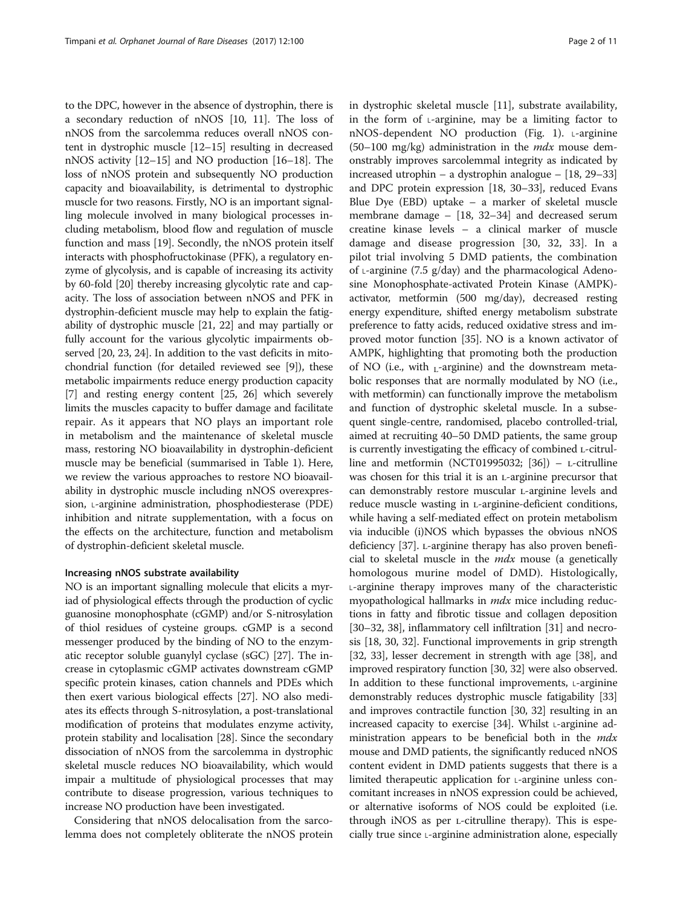to the DPC, however in the absence of dystrophin, there is a secondary reduction of nNOS [10, 11]. The loss of nNOS from the sarcolemma reduces overall nNOS content in dystrophic muscle [12–15] resulting in decreased nNOS activity [12–15] and NO production [16–18]. The loss of nNOS protein and subsequently NO production capacity and bioavailability, is detrimental to dystrophic muscle for two reasons. Firstly, NO is an important signalling molecule involved in many biological processes including metabolism, blood flow and regulation of muscle function and mass [19]. Secondly, the nNOS protein itself interacts with phosphofructokinase (PFK), a regulatory enzyme of glycolysis, and is capable of increasing its activity by 60-fold [20] thereby increasing glycolytic rate and capacity. The loss of association between nNOS and PFK in dystrophin-deficient muscle may help to explain the fatigability of dystrophic muscle [21, 22] and may partially or fully account for the various glycolytic impairments observed [20, 23, 24]. In addition to the vast deficits in mitochondrial function (for detailed reviewed see [9]), these metabolic impairments reduce energy production capacity [7] and resting energy content [25, 26] which severely limits the muscles capacity to buffer damage and facilitate repair. As it appears that NO plays an important role in metabolism and the maintenance of skeletal muscle mass, restoring NO bioavailability in dystrophin-deficient muscle may be beneficial (summarised in Table 1). Here, we review the various approaches to restore NO bioavailability in dystrophic muscle including nNOS overexpression, L-arginine administration, phosphodiesterase (PDE) inhibition and nitrate supplementation, with a focus on the effects on the architecture, function and metabolism of dystrophin-deficient skeletal muscle.

### Increasing nNOS substrate availability

NO is an important signalling molecule that elicits a myriad of physiological effects through the production of cyclic guanosine monophosphate (cGMP) and/or S-nitrosylation of thiol residues of cysteine groups. cGMP is a second messenger produced by the binding of NO to the enzymatic receptor soluble guanylyl cyclase (sGC) [27]. The increase in cytoplasmic cGMP activates downstream cGMP specific protein kinases, cation channels and PDEs which then exert various biological effects [27]. NO also mediates its effects through S-nitrosylation, a post-translational modification of proteins that modulates enzyme activity, protein stability and localisation [28]. Since the secondary dissociation of nNOS from the sarcolemma in dystrophic skeletal muscle reduces NO bioavailability, which would impair a multitude of physiological processes that may contribute to disease progression, various techniques to increase NO production have been investigated.

Considering that nNOS delocalisation from the sarcolemma does not completely obliterate the nNOS protein in dystrophic skeletal muscle [11], substrate availability, in the form of L-arginine, may be a limiting factor to nNOS-dependent NO production (Fig. 1). L-arginine (50–100 mg/kg) administration in the *mdx* mouse demonstrably improves sarcolemmal integrity as indicated by increased utrophin – a dystrophin analogue – [18, 29–33] and DPC protein expression [18, 30–33], reduced Evans Blue Dye (EBD) uptake – a marker of skeletal muscle membrane damage – [18, 32–34] and decreased serum creatine kinase levels – a clinical marker of muscle damage and disease progression [30, 32, 33]. In a pilot trial involving 5 DMD patients, the combination of L-arginine (7.5 g/day) and the pharmacological Adenosine Monophosphate-activated Protein Kinase (AMPK)-activator, metformin (500 mg/day), decreased resting energy expenditure, shifted energy metabolism substrate preference to fatty acids, reduced oxidative stress and improved motor function [35]. NO is a known activator of AMPK, highlighting that promoting both the production of NO (i.e., with L-arginine) and the downstream metabolic responses that are normally modulated by NO (i.e., with metformin) can functionally improve the metabolism and function of dystrophic skeletal muscle. In a subsequent single-centre, randomised, placebo controlled-trial, aimed at recruiting 40–50 DMD patients, the same group is currently investigating the efficacy of combined L-citrulline and metformin (NCT01995032; [36]) – L-citrulline was chosen for this trial it is an L-arginine precursor that can demonstrably restore muscular L-arginine levels and reduce muscle wasting in L-arginine-deficient conditions, while having a self-mediated effect on protein metabolism via inducible (i)NOS which bypasses the obvious nNOS deficiency [37]. L-arginine therapy has also proven beneficial to skeletal muscle in the *mdx* mouse (a genetically homologous murine model of DMD). Histologically, L-arginine therapy improves many of the characteristic myopathological hallmarks in *mdx* mice including reductions in fatty and fibrotic tissue and collagen deposition [30–32, 38], inflammatory cell infiltration [31] and necrosis [18, 30, 32]. Functional improvements in grip strength [32, 33], lesser decrement in strength with age [38], and improved respiratory function [30, 32] were also observed. In addition to these functional improvements, L-arginine demonstrably reduces dystrophic muscle fatigability [33] and improves contractile function [30, 32] resulting in an increased capacity to exercise [34]. Whilst L-arginine administration appears to be beneficial both in the *mdx* mouse and DMD patients, the significantly reduced nNOS content evident in DMD patients suggests that there is a limited therapeutic application for L-arginine unless concomitant increases in nNOS expression could be achieved, or alternative isoforms of NOS could be exploited (i.e. through iNOS as per L-citrulline therapy). This is especially true since L-arginine administration alone, especially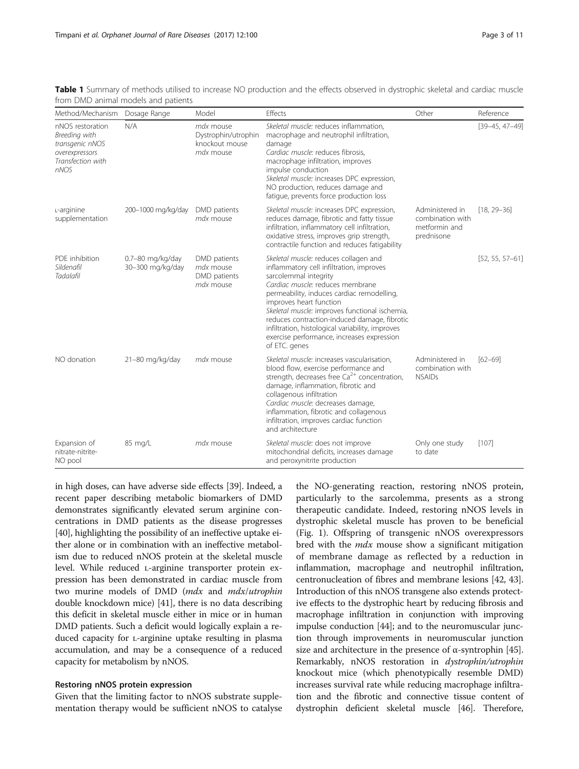**Table 1** Summary of methods utilised to increase NO production and the effects observed in dystrophic skeletal and cardiac muscle from DMD animal models and patients

| Method/Mechanism | Dosage Range | Model | Effects | Other | Reference |
| --- | --- | --- | --- | --- | --- |
| nNOS restoration<br>*Breeding with transgenic nNOS overexpressors*<br>*Transfection with nNOS* | N/A | *mdx* mouse<br>Dystrophin/utrophin knockout mouse<br>*mdx* mouse | *Skeletal muscle:* reduces inflammation, macrophage and neutrophil infiltration, damage<br>*Cardiac muscle:* reduces fibrosis, macrophage infiltration, improves impulse conduction<br>*Skeletal muscle:* increases DPC expression, NO production, reduces damage and fatigue, prevents force production loss | | [39–45, 47–49] |
| L-arginine supplementation | 200–1000 mg/kg/day | DMD patients<br>*mdx* mouse | *Skeletal muscle:* increases DPC expression, reduces damage, fibrotic and fatty tissue infiltration, inflammatory cell infiltration, oxidative stress, improves grip strength, contractile function and reduces fatigability | Administered in combination with metformin and prednisone | [18, 29–36] |
| PDE inhibition<br>*Sildenafil*<br>*Tadalafil* | 0.7–80 mg/kg/day<br>30–300 mg/kg/day | DMD patients<br>*mdx* mouse<br>DMD patients<br>*mdx* mouse | *Skeletal muscle:* reduces collagen and inflammatory cell infiltration, improves sarcolemmal integrity<br>*Cardiac muscle:* reduces membrane permeability, induces cardiac remodelling, improves heart function<br>*Skeletal muscle:* improves functional ischemia, reduces contraction-induced damage, fibrotic infiltration, histological variability, improves exercise performance, increases expression of ETC. genes | | [52, 55, 57–61] |
| NO donation | 21–80 mg/kg/day | *mdx* mouse | *Skeletal muscle:* increases vascularisation, blood flow, exercise performance and strength, decreases free $Ca^{2+}$ concentration, damage, inflammation, fibrotic and collagenous infiltration<br>*Cardiac muscle:* decreases damage, inflammation, fibrotic and collagenous infiltration, improves cardiac function and architecture | Administered in combination with NSAIDs | [62–69] |
| Expansion of nitrate-nitrite-NO pool | 85 mg/L | *mdx* mouse | *Skeletal muscle:* does not improve mitochondrial deficits, increases damage and peroxynitrite production | Only one study to date | [107] |

in high doses, can have adverse side effects [39]. Indeed, a recent paper describing metabolic biomarkers of DMD demonstrates significantly elevated serum arginine concentrations in DMD patients as the disease progresses [40], highlighting the possibility of an ineffective uptake either alone or in combination with an ineffective metabolism due to reduced nNOS protein at the skeletal muscle level. While reduced L-arginine transporter protein expression has been demonstrated in cardiac muscle from two murine models of DMD (*mdx* and *mdx*/*utrophin* double knockdown mice) [41], there is no data describing this deficit in skeletal muscle either in mice or in human DMD patients. Such a deficit would logically explain a reduced capacity for L-arginine uptake resulting in plasma accumulation, and may be a consequence of a reduced capacity for metabolism by nNOS.

### Restoring nNOS protein expression

Given that the limiting factor to nNOS substrate supplementation therapy would be sufficient nNOS to catalyse the NO-generating reaction, restoring nNOS protein, particularly to the sarcolemma, presents as a strong therapeutic candidate. Indeed, restoring nNOS levels in dystrophic skeletal muscle has proven to be beneficial (Fig. 1). Offspring of transgenic nNOS overexpressors bred with the *mdx* mouse show a significant mitigation of membrane damage as reflected by a reduction in inflammation, macrophage and neutrophil infiltration, centronucleation of fibres and membrane lesions [42, 43]. Introduction of this nNOS transgene also extends protective effects to the dystrophic heart by reducing fibrosis and macrophage infiltration in conjunction with improving impulse conduction [44]; and to the neuromuscular junction through improvements in neuromuscular junction size and architecture in the presence of α-syntrophin [45]. Remarkably, nNOS restoration in *dystrophin/utrophin* knockout mice (which phenotypically resemble DMD) increases survival rate while reducing macrophage infiltration and the fibrotic and connective tissue content of dystrophin deficient skeletal muscle [46]. Therefore,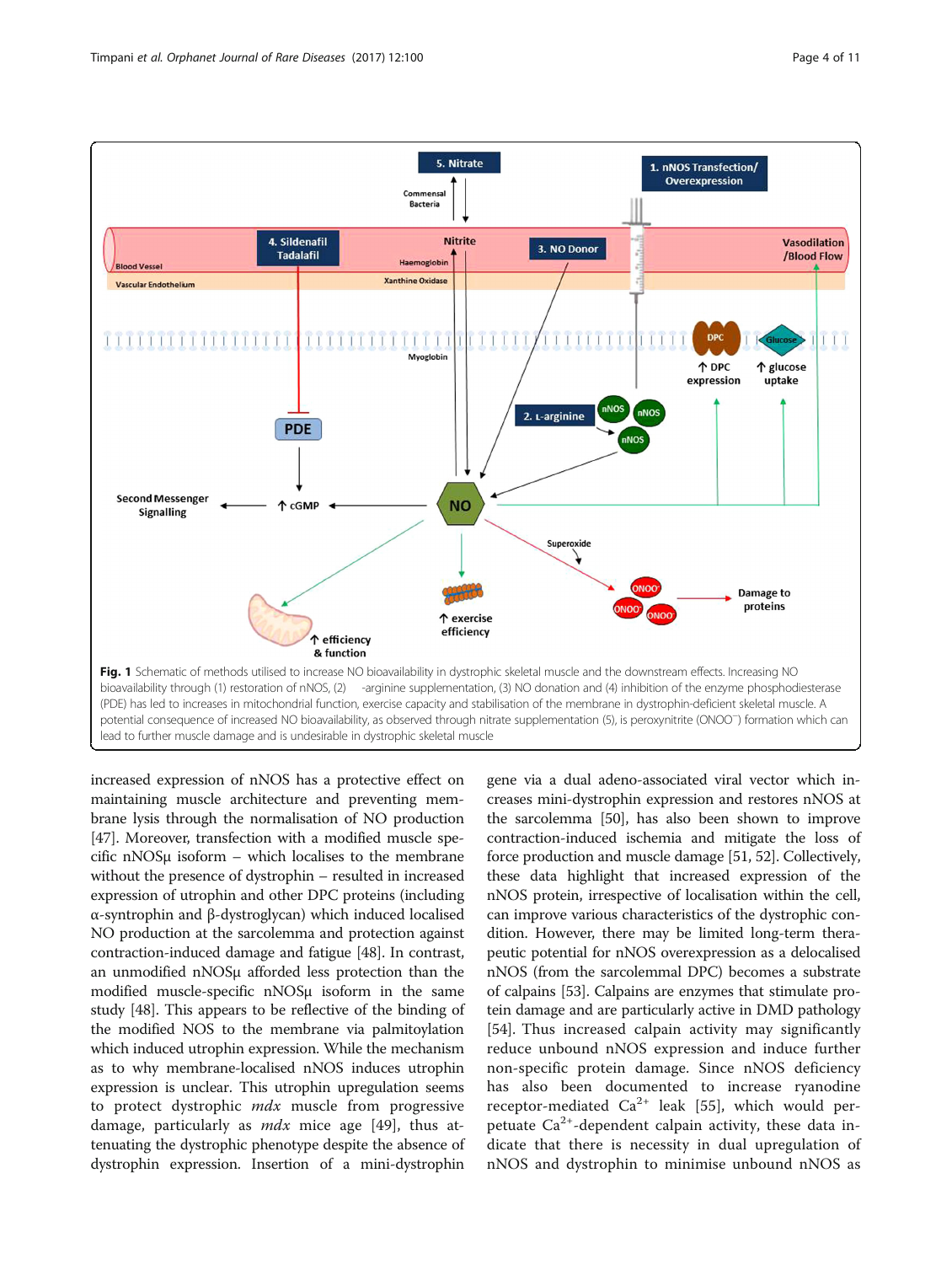**Fig. 1** Schematic of methods utilised to increase NO bioavailability in dystrophic skeletal muscle and the downstream effects. Increasing NO bioavailability through (1) restoration of nNOS, (2) L-arginine supplementation, (3) NO donation and (4) inhibition of the enzyme phosphodiesterase (PDE) has led to increases in mitochondrial function, exercise capacity and stabilisation of the membrane in dystrophin-deficient skeletal muscle. A potential consequence of increased NO bioavailability, as observed through nitrate supplementation (5), is peroxynitrite ($ONOO^-$) formation which can lead to further muscle damage and is undesirable in dystrophic skeletal muscle

increased expression of nNOS has a protective effect on maintaining muscle architecture and preventing membrane lysis through the normalisation of NO production [47]. Moreover, transfection with a modified muscle specific nNOSμ isoform – which localises to the membrane without the presence of dystrophin – resulted in increased expression of utrophin and other DPC proteins (including α-syntrophin and β-dystroglycan) which induced localised NO production at the sarcolemma and protection against contraction-induced damage and fatigue [48]. In contrast, an unmodified nNOSμ afforded less protection than the modified muscle-specific nNOSμ isoform in the same study [48]. This appears to be reflective of the binding of the modified NOS to the membrane via palmitoylation which induced utrophin expression. While the mechanism as to why membrane-localised nNOS induces utrophin expression is unclear. This utrophin upregulation seems to protect dystrophic *mdx* muscle from progressive damage, particularly as *mdx* mice age [49], thus attenuating the dystrophic phenotype despite the absence of dystrophin expression. Insertion of a mini-dystrophin gene via a dual adeno-associated viral vector which increases mini-dystrophin expression and restores nNOS at the sarcolemma [50], has also been shown to improve contraction-induced ischemia and mitigate the loss of force production and muscle damage [51, 52]. Collectively, these data highlight that increased expression of the nNOS protein, irrespective of localisation within the cell, can improve various characteristics of the dystrophic condition. However, there may be limited long-term therapeutic potential for nNOS overexpression as a delocalised nNOS (from the sarcolemmal DPC) becomes a substrate of calpains [53]. Calpains are enzymes that stimulate protein damage and are particularly active in DMD pathology [54]. Thus increased calpain activity may significantly reduce unbound nNOS expression and induce further non-specific protein damage. Since nNOS deficiency has also been documented to increase ryanodine receptor-mediated $Ca^{2+}$ leak [55], which would perpetuate $Ca^{2+}$-dependent calpain activity, these data indicate that there is necessity in dual upregulation of nNOS and dystrophin to minimise unbound nNOS as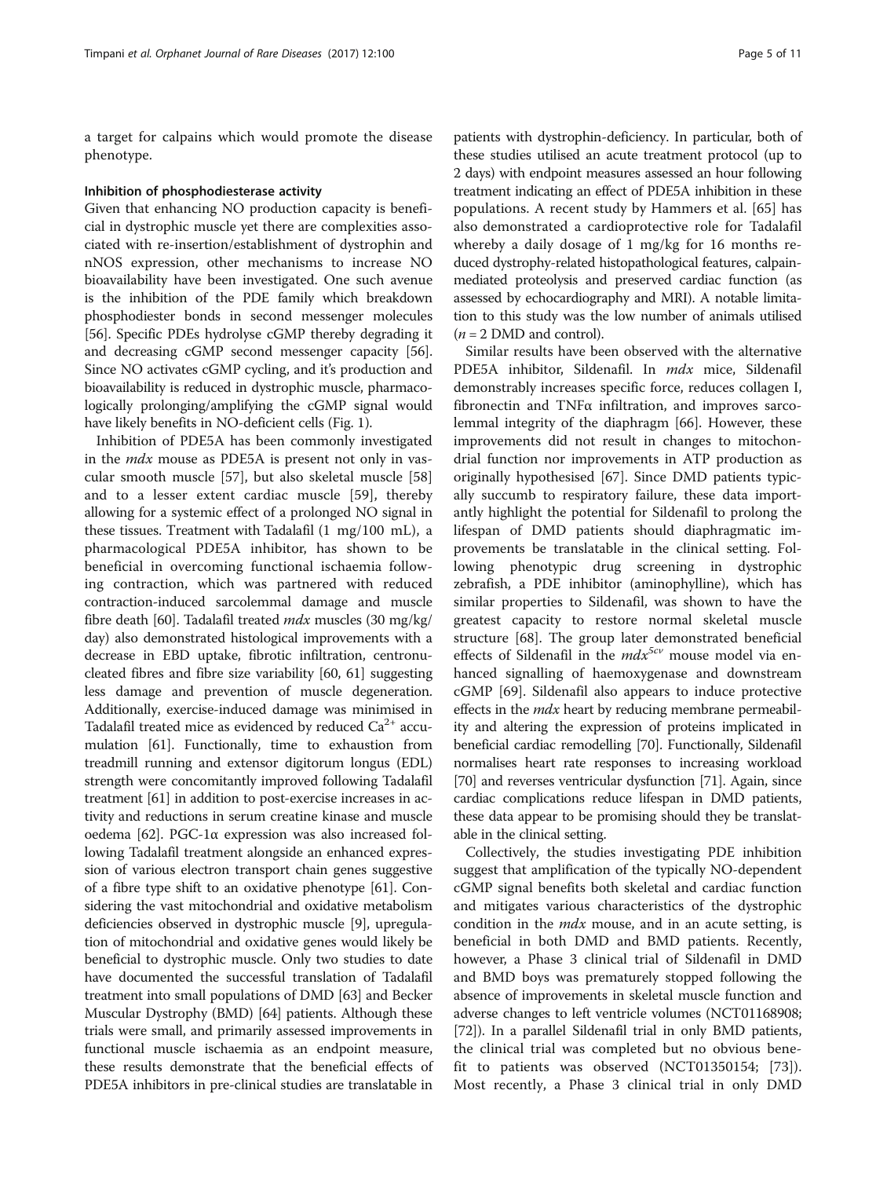a target for calpains which would promote the disease phenotype.

### Inhibition of phosphodiesterase activity

Given that enhancing NO production capacity is beneficial in dystrophic muscle yet there are complexities associated with re-insertion/establishment of dystrophin and nNOS expression, other mechanisms to increase NO bioavailability have been investigated. One such avenue is the inhibition of the PDE family which breakdown phosphodiester bonds in second messenger molecules [56]. Specific PDEs hydrolyse cGMP thereby degrading it and decreasing cGMP second messenger capacity [56]. Since NO activates cGMP cycling, and it's production and bioavailability is reduced in dystrophic muscle, pharmacologically prolonging/amplifying the cGMP signal would have likely benefits in NO-deficient cells (Fig. 1).

Inhibition of PDE5A has been commonly investigated in the *mdx* mouse as PDE5A is present not only in vascular smooth muscle [57], but also skeletal muscle [58] and to a lesser extent cardiac muscle [59], thereby allowing for a systemic effect of a prolonged NO signal in these tissues. Treatment with Tadalafil (1 mg/100 mL), a pharmacological PDE5A inhibitor, has shown to be beneficial in overcoming functional ischaemia following contraction, which was partnered with reduced contraction-induced sarcolemmal damage and muscle fibre death [60]. Tadalafil treated *mdx* muscles (30 mg/kg/day) also demonstrated histological improvements with a decrease in EBD uptake, fibrotic infiltration, centronucleated fibres and fibre size variability [60, 61] suggesting less damage and prevention of muscle degeneration. Additionally, exercise-induced damage was minimised in Tadalafil treated mice as evidenced by reduced $Ca^{2+}$ accumulation [61]. Functionally, time to exhaustion from treadmill running and extensor digitorum longus (EDL) strength were concomitantly improved following Tadalafil treatment [61] in addition to post-exercise increases in activity and reductions in serum creatine kinase and muscle oedema [62]. PGC-1α expression was also increased following Tadalafil treatment alongside an enhanced expression of various electron transport chain genes suggestive of a fibre type shift to an oxidative phenotype [61]. Considering the vast mitochondrial and oxidative metabolism deficiencies observed in dystrophic muscle [9], upregulation of mitochondrial and oxidative genes would likely be beneficial to dystrophic muscle. Only two studies to date have documented the successful translation of Tadalafil treatment into small populations of DMD [63] and Becker Muscular Dystrophy (BMD) [64] patients. Although these trials were small, and primarily assessed improvements in functional muscle ischaemia as an endpoint measure, these results demonstrate that the beneficial effects of PDE5A inhibitors in pre-clinical studies are translatable in patients with dystrophin-deficiency. In particular, both of these studies utilised an acute treatment protocol (up to 2 days) with endpoint measures assessed an hour following treatment indicating an effect of PDE5A inhibition in these populations. A recent study by Hammers et al. [65] has also demonstrated a cardioprotective role for Tadalafil whereby a daily dosage of 1 mg/kg for 16 months reduced dystrophy-related histopathological features, calpain-mediated proteolysis and preserved cardiac function (as assessed by echocardiography and MRI). A notable limitation to this study was the low number of animals utilised ($n = 2$ DMD and control).

Similar results have been observed with the alternative PDE5A inhibitor, Sildenafil. In *mdx* mice, Sildenafil demonstrably increases specific force, reduces collagen I, fibronectin and TNFα infiltration, and improves sarcolemmal integrity of the diaphragm [66]. However, these improvements did not result in changes to mitochondrial function nor improvements in ATP production as originally hypothesised [67]. Since DMD patients typically succumb to respiratory failure, these data importantly highlight the potential for Sildenafil to prolong the lifespan of DMD patients should diaphragmatic improvements be translatable in the clinical setting. Following phenotypic drug screening in dystrophic zebrafish, a PDE inhibitor (aminophylline), which has similar properties to Sildenafil, was shown to have the greatest capacity to restore normal skeletal muscle structure [68]. The group later demonstrated beneficial effects of Sildenafil in the *mdx*$^{5cv}$ mouse model via enhanced signalling of haemoxygenase and downstream cGMP [69]. Sildenafil also appears to induce protective effects in the *mdx* heart by reducing membrane permeability and altering the expression of proteins implicated in beneficial cardiac remodelling [70]. Functionally, Sildenafil normalises heart rate responses to increasing workload [70] and reverses ventricular dysfunction [71]. Again, since cardiac complications reduce lifespan in DMD patients, these data appear to be promising should they be translatable in the clinical setting.

Collectively, the studies investigating PDE inhibition suggest that amplification of the typically NO-dependent cGMP signal benefits both skeletal and cardiac function and mitigates various characteristics of the dystrophic condition in the *mdx* mouse, and in an acute setting, is beneficial in both DMD and BMD patients. Recently, however, a Phase 3 clinical trial of Sildenafil in DMD and BMD boys was prematurely stopped following the absence of improvements in skeletal muscle function and adverse changes to left ventricle volumes (NCT01168908; [72]). In a parallel Sildenafil trial in only BMD patients, the clinical trial was completed but no obvious benefit to patients was observed (NCT01350154; [73]). Most recently, a Phase 3 clinical trial in only DMD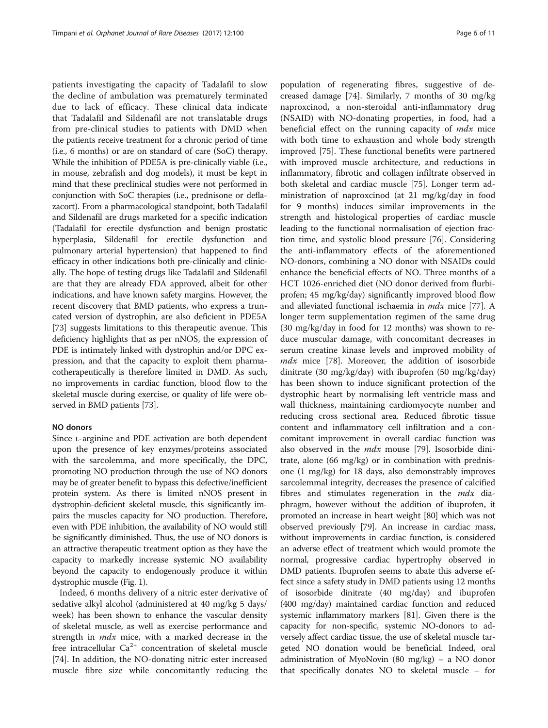patients investigating the capacity of Tadalafil to slow the decline of ambulation was prematurely terminated due to lack of efficacy. These clinical data indicate that Tadalafil and Sildenafil are not translatable drugs from pre-clinical studies to patients with DMD when the patients receive treatment for a chronic period of time (i.e., 6 months) or are on standard of care (SoC) therapy. While the inhibition of PDE5A is pre-clinically viable (i.e., in mouse, zebrafish and dog models), it must be kept in mind that these preclinical studies were not performed in conjunction with SoC therapies (i.e., prednisone or deflazacort). From a pharmacological standpoint, both Tadalafil and Sildenafil are drugs marketed for a specific indication (Tadalafil for erectile dysfunction and benign prostatic hyperplasia, Sildenafil for erectile dysfunction and pulmonary arterial hypertension) that happened to find efficacy in other indications both pre-clinically and clinically. The hope of testing drugs like Tadalafil and Sildenafil are that they are already FDA approved, albeit for other indications, and have known safety margins. However, the recent discovery that BMD patients, who express a truncated version of dystrophin, are also deficient in PDE5A [73] suggests limitations to this therapeutic avenue. This deficiency highlights that as per nNOS, the expression of PDE is intimately linked with dystrophin and/or DPC expression, and that the capacity to exploit them pharmacotherapeutically is therefore limited in DMD. As such, no improvements in cardiac function, blood flow to the skeletal muscle during exercise, or quality of life were observed in BMD patients [73].

#### NO donors

Since L-arginine and PDE activation are both dependent upon the presence of key enzymes/proteins associated with the sarcolemma, and more specifically, the DPC, promoting NO production through the use of NO donors may be of greater benefit to bypass this defective/inefficient protein system. As there is limited nNOS present in dystrophin-deficient skeletal muscle, this significantly impairs the muscles capacity for NO production. Therefore, even with PDE inhibition, the availability of NO would still be significantly diminished. Thus, the use of NO donors is an attractive therapeutic treatment option as they have the capacity to markedly increase systemic NO availability beyond the capacity to endogenously produce it within dystrophic muscle (Fig. 1).

Indeed, 6 months delivery of a nitric ester derivative of sedative alkyl alcohol (administered at 40 mg/kg 5 days/week) has been shown to enhance the vascular density of skeletal muscle, as well as exercise performance and strength in *mdx* mice, with a marked decrease in the free intracellular $Ca^{2+}$ concentration of skeletal muscle [74]. In addition, the NO-donating nitric ester increased muscle fibre size while concomitantly reducing the population of regenerating fibres, suggestive of decreased damage [74]. Similarly, 7 months of 30 mg/kg naproxcinod, a non-steroidal anti-inflammatory drug (NSAID) with NO-donating properties, in food, had a beneficial effect on the running capacity of *mdx* mice with both time to exhaustion and whole body strength improved [75]. These functional benefits were partnered with improved muscle architecture, and reductions in inflammatory, fibrotic and collagen infiltrate observed in both skeletal and cardiac muscle [75]. Longer term administration of naproxcinod (at 21 mg/kg/day in food for 9 months) induces similar improvements in the strength and histological properties of cardiac muscle leading to the functional normalisation of ejection fraction time, and systolic blood pressure [76]. Considering the anti-inflammatory effects of the aforementioned NO-donors, combining a NO donor with NSAIDs could enhance the beneficial effects of NO. Three months of a HCT 1026-enriched diet (NO donor derived from flurbiprofen; 45 mg/kg/day) significantly improved blood flow and alleviated functional ischaemia in *mdx* mice [77]. A longer term supplementation regimen of the same drug (30 mg/kg/day in food for 12 months) was shown to reduce muscular damage, with concomitant decreases in serum creatine kinase levels and improved mobility of *mdx* mice [78]. Moreover, the addition of isosorbide dinitrate (30 mg/kg/day) with ibuprofen (50 mg/kg/day) has been shown to induce significant protection of the dystrophic heart by normalising left ventricle mass and wall thickness, maintaining cardiomyocyte number and reducing cross sectional area. Reduced fibrotic tissue content and inflammatory cell infiltration and a concomitant improvement in overall cardiac function was also observed in the *mdx* mouse [79]. Isosorbide dinitrate, alone (66 mg/kg) or in combination with prednisone (1 mg/kg) for 18 days, also demonstrably improves sarcolemmal integrity, decreases the presence of calcified fibres and stimulates regeneration in the *mdx* diaphragm, however without the addition of ibuprofen, it promoted an increase in heart weight [80] which was not observed previously [79]. An increase in cardiac mass, without improvements in cardiac function, is considered an adverse effect of treatment which would promote the normal, progressive cardiac hypertrophy observed in DMD patients. Ibuprofen seems to abate this adverse effect since a safety study in DMD patients using 12 months of isosorbide dinitrate (40 mg/day) and ibuprofen (400 mg/day) maintained cardiac function and reduced systemic inflammatory markers [81]. Given there is the capacity for non-specific, systemic NO-donors to adversely affect cardiac tissue, the use of skeletal muscle targeted NO donation would be beneficial. Indeed, oral administration of MyoNovin (80 mg/kg) – a NO donor that specifically donates NO to skeletal muscle – for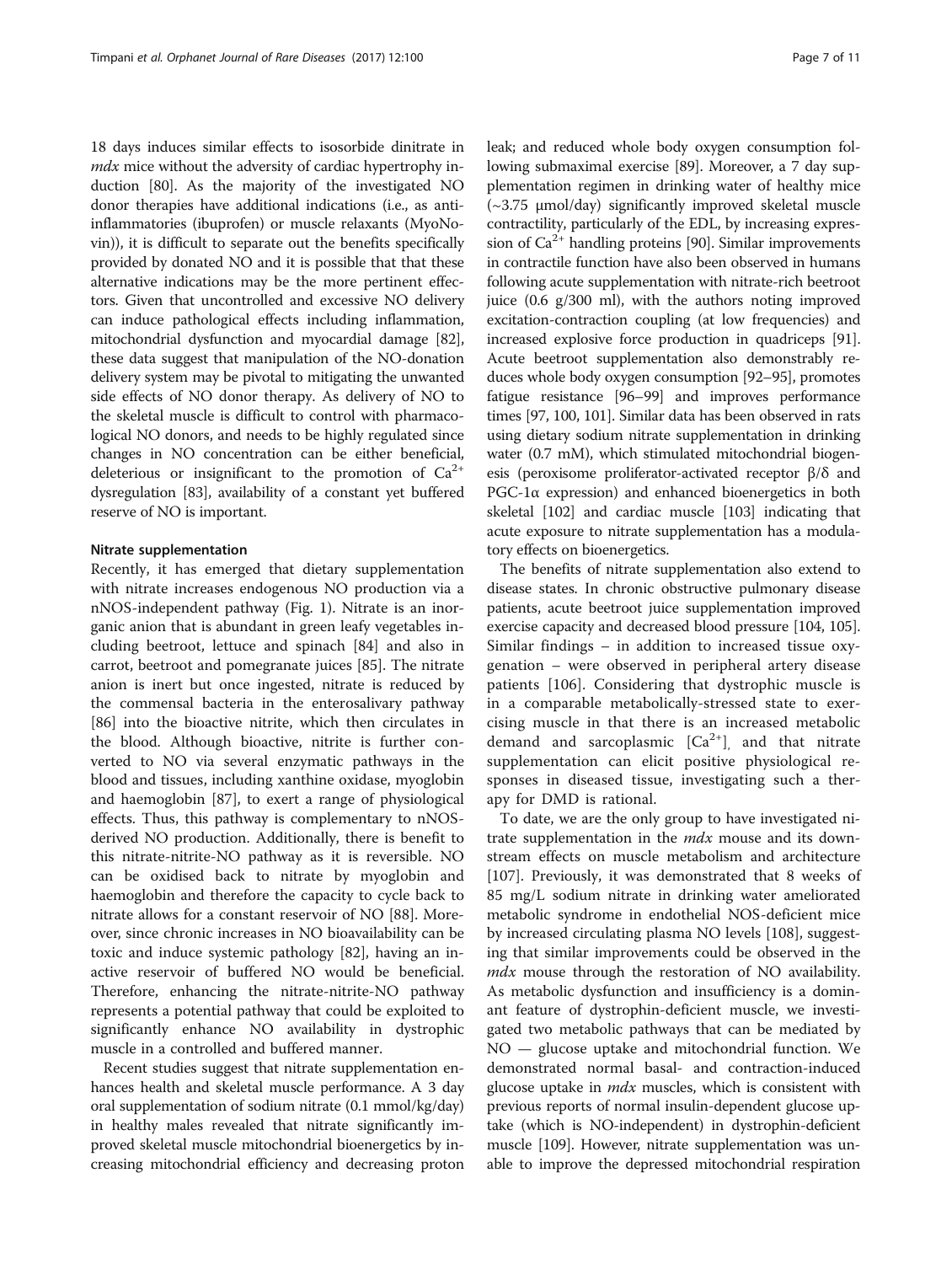18 days induces similar effects to isosorbide dinitrate in *mdx* mice without the adversity of cardiac hypertrophy induction [80]. As the majority of the investigated NO donor therapies have additional indications (i.e., as anti-inflammatories (ibuprofen) or muscle relaxants (MyoNovin)), it is difficult to separate out the benefits specifically provided by donated NO and it is possible that that these alternative indications may be the more pertinent effectors. Given that uncontrolled and excessive NO delivery can induce pathological effects including inflammation, mitochondrial dysfunction and myocardial damage [82], these data suggest that manipulation of the NO-donation delivery system may be pivotal to mitigating the unwanted side effects of NO donor therapy. As delivery of NO to the skeletal muscle is difficult to control with pharmacological NO donors, and needs to be highly regulated since changes in NO concentration can be either beneficial, deleterious or insignificant to the promotion of $Ca^{2+}$ dysregulation [83], availability of a constant yet buffered reserve of NO is important.

#### Nitrate supplementation

Recently, it has emerged that dietary supplementation with nitrate increases endogenous NO production via a nNOS-independent pathway (Fig. 1). Nitrate is an inorganic anion that is abundant in green leafy vegetables including beetroot, lettuce and spinach [84] and also in carrot, beetroot and pomegranate juices [85]. The nitrate anion is inert but once ingested, nitrate is reduced by the commensal bacteria in the enterosalivary pathway [86] into the bioactive nitrite, which then circulates in the blood. Although bioactive, nitrite is further converted to NO via several enzymatic pathways in the blood and tissues, including xanthine oxidase, myoglobin and haemoglobin [87], to exert a range of physiological effects. Thus, this pathway is complementary to nNOS-derived NO production. Additionally, there is benefit to this nitrate-nitrite-NO pathway as it is reversible. NO can be oxidised back to nitrate by myoglobin and haemoglobin and therefore the capacity to cycle back to nitrate allows for a constant reservoir of NO [88]. Moreover, since chronic increases in NO bioavailability can be toxic and induce systemic pathology [82], having an inactive reservoir of buffered NO would be beneficial. Therefore, enhancing the nitrate-nitrite-NO pathway represents a potential pathway that could be exploited to significantly enhance NO availability in dystrophic muscle in a controlled and buffered manner.

Recent studies suggest that nitrate supplementation enhances health and skeletal muscle performance. A 3 day oral supplementation of sodium nitrate (0.1 mmol/kg/day) in healthy males revealed that nitrate significantly improved skeletal muscle mitochondrial bioenergetics by increasing mitochondrial efficiency and decreasing proton leak; and reduced whole body oxygen consumption following submaximal exercise [89]. Moreover, a 7 day supplementation regimen in drinking water of healthy mice (~3.75 μmol/day) significantly improved skeletal muscle contractility, particularly of the EDL, by increasing expression of $Ca^{2+}$ handling proteins [90]. Similar improvements in contractile function have also been observed in humans following acute supplementation with nitrate-rich beetroot juice (0.6 g/300 ml), with the authors noting improved excitation-contraction coupling (at low frequencies) and increased explosive force production in quadriceps [91]. Acute beetroot supplementation also demonstrably reduces whole body oxygen consumption [92–95], promotes fatigue resistance [96–99] and improves performance times [97, 100, 101]. Similar data has been observed in rats using dietary sodium nitrate supplementation in drinking water (0.7 mM), which stimulated mitochondrial biogenesis (peroxisome proliferator-activated receptor β/δ and PGC-1α expression) and enhanced bioenergetics in both skeletal [102] and cardiac muscle [103] indicating that acute exposure to nitrate supplementation has a modulatory effects on bioenergetics.

The benefits of nitrate supplementation also extend to disease states. In chronic obstructive pulmonary disease patients, acute beetroot juice supplementation improved exercise capacity and decreased blood pressure [104, 105]. Similar findings – in addition to increased tissue oxygenation – were observed in peripheral artery disease patients [106]. Considering that dystrophic muscle is in a comparable metabolically-stressed state to exercising muscle in that there is an increased metabolic demand and sarcoplasmic $[Ca^{2+}]_i$ and that nitrate supplementation can elicit positive physiological responses in diseased tissue, investigating such a therapy for DMD is rational.

To date, we are the only group to have investigated nitrate supplementation in the *mdx* mouse and its downstream effects on muscle metabolism and architecture [107]. Previously, it was demonstrated that 8 weeks of 85 mg/L sodium nitrate in drinking water ameliorated metabolic syndrome in endothelial NOS-deficient mice by increased circulating plasma NO levels [108], suggesting that similar improvements could be observed in the *mdx* mouse through the restoration of NO availability. As metabolic dysfunction and insufficiency is a dominant feature of dystrophin-deficient muscle, we investigated two metabolic pathways that can be mediated by NO — glucose uptake and mitochondrial function. We demonstrated normal basal- and contraction-induced glucose uptake in *mdx* muscles, which is consistent with previous reports of normal insulin-dependent glucose uptake (which is NO-independent) in dystrophin-deficient muscle [109]. However, nitrate supplementation was unable to improve the depressed mitochondrial respiration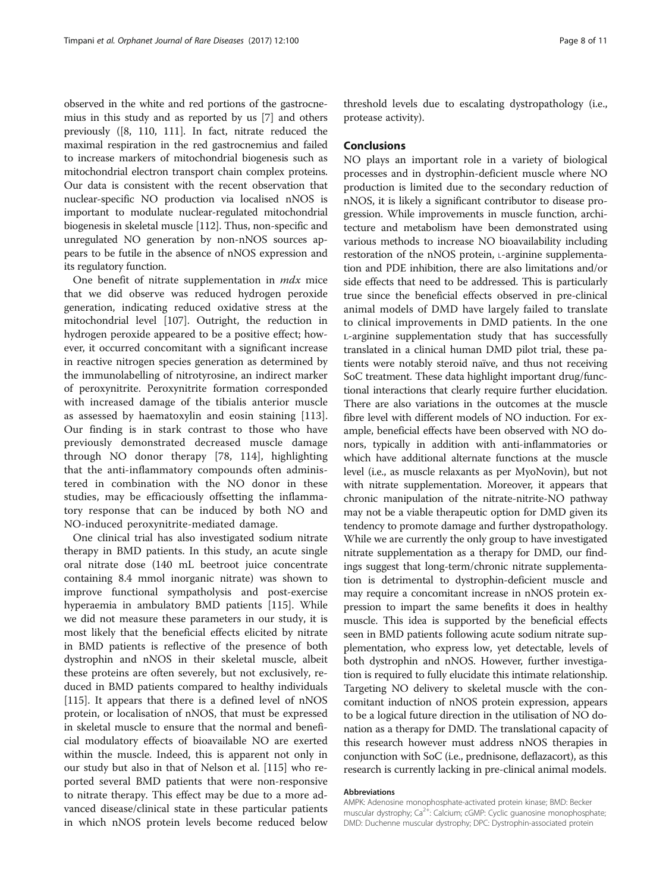observed in the white and red portions of the gastrocnemius in this study and as reported by us [7] and others previously ([8, 110, 111]. In fact, nitrate reduced the maximal respiration in the red gastrocnemius and failed to increase markers of mitochondrial biogenesis such as mitochondrial electron transport chain complex proteins. Our data is consistent with the recent observation that nuclear-specific NO production via localised nNOS is important to modulate nuclear-regulated mitochondrial biogenesis in skeletal muscle [112]. Thus, non-specific and unregulated NO generation by non-nNOS sources appears to be futile in the absence of nNOS expression and its regulatory function.

One benefit of nitrate supplementation in *mdx* mice that we did observe was reduced hydrogen peroxide generation, indicating reduced oxidative stress at the mitochondrial level [107]. Outright, the reduction in hydrogen peroxide appeared to be a positive effect; however, it occurred concomitant with a significant increase in reactive nitrogen species generation as determined by the immunolabelling of nitrotyrosine, an indirect marker of peroxynitrite. Peroxynitrite formation corresponded with increased damage of the tibialis anterior muscle as assessed by haematoxylin and eosin staining [113]. Our finding is in stark contrast to those who have previously demonstrated decreased muscle damage through NO donor therapy [78, 114], highlighting that the anti-inflammatory compounds often administered in combination with the NO donor in these studies, may be efficaciously offsetting the inflammatory response that can be induced by both NO and NO-induced peroxynitrite-mediated damage.

One clinical trial has also investigated sodium nitrate therapy in BMD patients. In this study, an acute single oral nitrate dose (140 mL beetroot juice concentrate containing 8.4 mmol inorganic nitrate) was shown to improve functional sympatholysis and post-exercise hyperaemia in ambulatory BMD patients [115]. While we did not measure these parameters in our study, it is most likely that the beneficial effects elicited by nitrate in BMD patients is reflective of the presence of both dystrophin and nNOS in their skeletal muscle, albeit these proteins are often severely, but not exclusively, reduced in BMD patients compared to healthy individuals [115]. It appears that there is a defined level of nNOS protein, or localisation of nNOS, that must be expressed in skeletal muscle to ensure that the normal and beneficial modulatory effects of bioavailable NO are exerted within the muscle. Indeed, this is apparent not only in our study but also in that of Nelson et al. [115] who reported several BMD patients that were non-responsive to nitrate therapy. This effect may be due to a more advanced disease/clinical state in these particular patients in which nNOS protein levels become reduced below threshold levels due to escalating dystropathology (i.e., protease activity).

## Conclusions

NO plays an important role in a variety of biological processes and in dystrophin-deficient muscle where NO production is limited due to the secondary reduction of nNOS, it is likely a significant contributor to disease progression. While improvements in muscle function, architecture and metabolism have been demonstrated using various methods to increase NO bioavailability including restoration of the nNOS protein, L-arginine supplementation and PDE inhibition, there are also limitations and/or side effects that need to be addressed. This is particularly true since the beneficial effects observed in pre-clinical animal models of DMD have largely failed to translate to clinical improvements in DMD patients. In the one L-arginine supplementation study that has successfully translated in a clinical human DMD pilot trial, these patients were notably steroid naïve, and thus not receiving SoC treatment. These data highlight important drug/functional interactions that clearly require further elucidation. There are also variations in the outcomes at the muscle fibre level with different models of NO induction. For example, beneficial effects have been observed with NO donors, typically in addition with anti-inflammatories or which have additional alternate functions at the muscle level (i.e., as muscle relaxants as per MyoNovin), but not with nitrate supplementation. Moreover, it appears that chronic manipulation of the nitrate-nitrite-NO pathway may not be a viable therapeutic option for DMD given its tendency to promote damage and further dystropathology. While we are currently the only group to have investigated nitrate supplementation as a therapy for DMD, our findings suggest that long-term/chronic nitrate supplementation is detrimental to dystrophin-deficient muscle and may require a concomitant increase in nNOS protein expression to impart the same benefits it does in healthy muscle. This idea is supported by the beneficial effects seen in BMD patients following acute sodium nitrate supplementation, who express low, yet detectable, levels of both dystrophin and nNOS. However, further investigation is required to fully elucidate this intimate relationship. Targeting NO delivery to skeletal muscle with the concomitant induction of nNOS protein expression, appears to be a logical future direction in the utilisation of NO donation as a therapy for DMD. The translational capacity of this research however must address nNOS therapies in conjunction with SoC (i.e., prednisone, deflazacort), as this research is currently lacking in pre-clinical animal models.

#### Abbreviations

AMPK: Adenosine monophosphate-activated protein kinase; BMD: Becker muscular dystrophy; $Ca^{2+}$: Calcium; cGMP: Cyclic guanosine monophosphate; DMD: Duchenne muscular dystrophy; DPC: Dystrophin-associated protein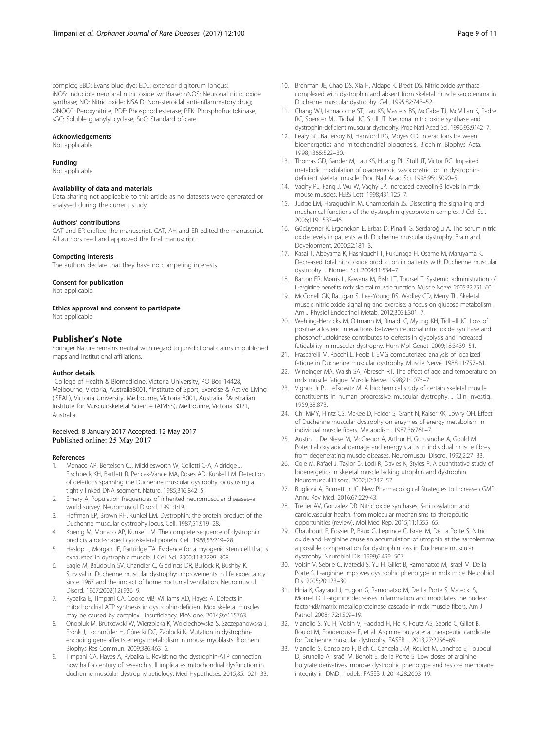complex; EBD: Evans blue dye; EDL: extensor digitorum longus; iNOS: Inducible neuronal nitric oxide synthase; nNOS: Neuronal nitric oxide synthase; NO: Nitric oxide; NSAID: Non-steroidal anti-inflammatory drug; $ONOO^-$: Peroxynitrite; PDE: Phosphodiesterase; PFK: Phosphofructokinase; sGC: Soluble guanylyl cyclase; SoC: Standard of care

#### Acknowledgements
Not applicable.

#### Funding
Not applicable.

#### Availability of data and materials
Data sharing not applicable to this article as no datasets were generated or analysed during the current study.

#### Authors' contributions
CAT and ER drafted the manuscript. CAT, AH and ER edited the manuscript. All authors read and approved the final manuscript.

#### Competing interests
The authors declare that they have no competing interests.

#### Consent for publication
Not applicable.

#### Ethics approval and consent to participate
Not applicable.

## Publisher's Note
Springer Nature remains neutral with regard to jurisdictional claims in published maps and institutional affiliations.

#### Author details
[1]College of Health & Biomedicine, Victoria University, PO Box 14428, Melbourne, Victoria, Australia8001. [2]Institute of Sport, Exercise & Active Living (ISEAL), Victoria University, Melbourne, Victoria 8001, Australia. [3]Australian Institute for Musculoskeletal Science (AIMSS), Melbourne, Victoria 3021, Australia.

Received: 8 January 2017 Accepted: 12 May 2017
Published online: 25 May 2017

#### References
1. Monaco AP, Bertelson CJ, Middlesworth W, Colletti C-A, Aldridge J, Fischbeck KH, Bartlett R, Pericak-Vance MA, Roses AD, Kunkel LM. Detection of deletions spanning the Duchenne muscular dystrophy locus using a tightly linked DNA segment. Nature. 1985;316:842–5.
2. Emery A. Population frequencies of inherited neuromuscular diseases–a world survey. Neuromuscul Disord. 1991;1:19.
3. Hoffman EP, Brown RH, Kunkel LM. Dystrophin: the protein product of the Duchenne muscular dystrophy locus. Cell. 1987;51:919–28.
4. Koenig M, Monaco AP, Kunkel LM. The complete sequence of dystrophin predicts a rod-shaped cytoskeletal protein. Cell. 1988;53:219–28.
5. Heslop L, Morgan JE, Partridge TA. Evidence for a myogenic stem cell that is exhausted in dystrophic muscle. J Cell Sci. 2000;113:2299–308.
6. Eagle M, Baudouin SV, Chandler C, Giddings DR, Bullock R, Bushby K. Survival in Duchenne muscular dystrophy: improvements in life expectancy since 1967 and the impact of home nocturnal ventilation. Neuromuscul Disord. 1967;2002(12):926–9.
7. Rybalka E, Timpani CA, Cooke MB, Williams AD, Hayes A. Defects in mitochondrial ATP synthesis in dystrophin-deficient Mdx skeletal muscles may be caused by complex I insufficiency. PloS one. 2014;9:e115763.
8. Onopiuk M, Brutkowski W, Wierzbicka K, Wojciechowska S, Szczepanowska J, Fronk J, Lochmüller H, Górecki DC, Zabłocki K. Mutation in dystrophin-encoding gene affects energy metabolism in mouse myoblasts. Biochem Biophys Res Commun. 2009;386:463–6.
9. Timpani CA, Hayes A, Rybalka E. Revisiting the dystrophin-ATP connection: how half a century of research still implicates mitochondrial dysfunction in duchenne muscular dystrophy aetiology. Med Hypotheses. 2015;85:1021–33.
10. Brenman JE, Chao DS, Xia H, Aldape K, Bredt DS. Nitric oxide synthase complexed with dystrophin and absent from skeletal muscle sarcolemma in Duchenne muscular dystrophy. Cell. 1995;82:743–52.
11. Chang WJ, Iannaccone ST, Lau KS, Masters BS, McCabe TJ, McMillan K, Padre RC, Spencer MJ, Tidball JG, Stull JT. Neuronal nitric oxide synthase and dystrophin-deficient muscular dystrophy. Proc Natl Acad Sci. 1996;93:9142–7.
12. Leary SC, Battersby BJ, Hansford RG, Moyes CD. Interactions between bioenergetics and mitochondrial biogenesis. Biochim Biophys Acta. 1998;1365:522–30.
13. Thomas GD, Sander M, Lau KS, Huang PL, Stull JT, Victor RG. Impaired metabolic modulation of α-adrenergic vasoconstriction in dystrophin-deficient skeletal muscle. Proc Natl Acad Sci. 1998;95:15090–5.
14. Vaghy PL, Fang J, Wu W, Vaghy LP. Increased caveolin-3 levels in mdx mouse muscles. FEBS Lett. 1998;431:125–7.
15. Judge LM, Haraguchiln M, Chamberlain JS. Dissecting the signaling and mechanical functions of the dystrophin-glycoprotein complex. J Cell Sci. 2006;119:1537–46.
16. Gücüyener K, Ergenekon E, Erbas D, Pinarli G, Serdaroğlu A. The serum nitric oxide levels in patients with Duchenne muscular dystrophy. Brain and Development. 2000;22:181–3.
17. Kasai T, Abeyama K, Hashiguchi T, Fukunaga H, Osame M, Maruyama K. Decreased total nitric oxide production in patients with Duchenne muscular dystrophy. J Biomed Sci. 2004;11:534–7.
18. Barton ER, Morris L, Kawana M, Bish LT, Toursel T. Systemic administration of L-arginine benefits mdx skeletal muscle function. Muscle Nerve. 2005;32:751–60.
19. McConell GK, Rattigan S, Lee-Young RS, Wadley GD, Merry TL. Skeletal muscle nitric oxide signaling and exercise: a focus on glucose metabolism. Am J Physiol Endocrinol Metab. 2012;303:E301–7.
20. Wehling-Henricks M, Oltmann M, Rinaldi C, Myung KH, Tidball JG. Loss of positive allosteric interactions between neuronal nitric oxide synthase and phosphofructokinase contributes to defects in glycolysis and increased fatigability in muscular dystrophy. Hum Mol Genet. 2009;18:3439–51.
21. Frascarelli M, Rocchi L, Feola I. EMG computerized analysis of localized fatigue in Duchenne muscular dystrophy. Muscle Nerve. 1988;11:757–61.
22. Wineinger MA, Walsh SA, Abresch RT. The effect of age and temperature on mdx muscle fatigue. Muscle Nerve. 1998;21:1075–7.
23. Vignos Jr PJ, Lefkowitz M. A biochemical study of certain skeletal muscle constituents in human progressive muscular dystrophy. J Clin Investig. 1959;38:873.
24. Chi MMY, Hintz CS, McKee D, Felder S, Grant N, Kaiser KK, Lowry OH. Effect of Duchenne muscular dystrophy on enzymes of energy metabolism in individual muscle fibers. Metabolism. 1987;36:761–7.
25. Austin L, De Niese M, McGregor A, Arthur H, Gurusinghe A, Gould M. Potential oxyradical damage and energy status in individual muscle fibres from degenerating muscle diseases. Neuromuscul Disord. 1992;2:27–33.
26. Cole M, Rafael J, Taylor D, Lodi R, Davies K, Styles P. A quantitative study of bioenergetics in skeletal muscle lacking utrophin and dystrophin. Neuromuscul Disord. 2002;12:247–57.
27. Buglioni A, Burnett Jr JC. New Pharmacological Strategies to Increase cGMP. Annu Rev Med. 2016;67:229-43.
28. Treuer AV, Gonzalez DR. Nitric oxide synthases, S-nitrosylation and cardiovascular health: from molecular mechanisms to therapeutic opportunities (review). Mol Med Rep. 2015;11:1555–65.
29. Chaubourt E, Fossier P, Baux G, Leprince C, Israël M, De La Porte S. Nitric oxide and l-arginine cause an accumulation of utrophin at the sarcolemma: a possible compensation for dystrophin loss in Duchenne muscular dystrophy. Neurobiol Dis. 1999;6:499–507.
30. Voisin V, Sebrie C, Matecki S, Yu H, Gillet B, Ramonatxo M, Israel M, De la Porte S. L-arginine improves dystrophic phenotype in mdx mice. Neurobiol Dis. 2005;20:123–30.
31. Hnia K, Gayraud J, Hugon G, Ramonatxo M, De La Porte S, Matecki S, Mornet D. L-arginine decreases inflammation and modulates the nuclear factor-κB/matrix metalloproteinase cascade in mdx muscle fibers. Am J Pathol. 2008;172:1509–19.
32. Vianello S, Yu H, Voisin V, Haddad H, He X, Foutz AS, Sebrié C, Gillet B, Roulot M, Fougerousse F, et al. Arginine butyrate: a therapeutic candidate for Duchenne muscular dystrophy. FASEB J. 2013;27:2256–69.
33. Vianello S, Consolaro F, Bich C, Cancela J-M, Roulot M, Lanchec E, Touboul D, Brunelle A, Israël M, Benoit E, de la Porte S. Low doses of arginine butyrate derivatives improve dystrophic phenotype and restore membrane integrity in DMD models. FASEB J. 2014;28:2603–19.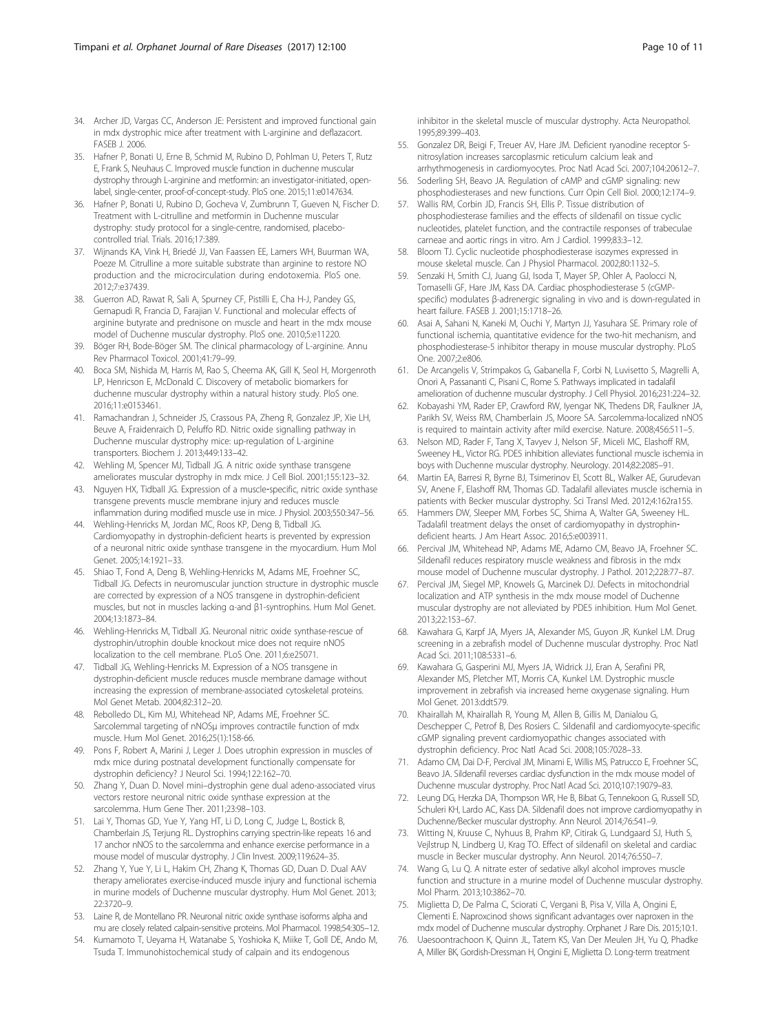34. Archer JD, Vargas CC, Anderson JE: Persistent and improved functional gain in mdx dystrophic mice after treatment with L-arginine and deflazacort. FASEB J. 2006.
35. Hafner P, Bonati U, Erne B, Schmid M, Rubino D, Pohlman U, Peters T, Rutz E, Frank S, Neuhaus C. Improved muscle function in duchenne muscular dystrophy through L-arginine and metformin: an investigator-initiated, open-label, single-center, proof-of-concept-study. PloS one. 2015;11:e0147634.
36. Hafner P, Bonati U, Rubino D, Gocheva V, Zumbrunn T, Gueven N, Fischer D. Treatment with L-citrulline and metformin in Duchenne muscular dystrophy: study protocol for a single-centre, randomised, placebo-controlled trial. Trials. 2016;17:389.
37. Wijnands KA, Vink H, Briedé JJ, Van Faassen EE, Lamers WH, Buurman WA, Poeze M. Citrulline a more suitable substrate than arginine to restore NO production and the microcirculation during endotoxemia. PloS one. 2012;7:e37439.
38. Guerron AD, Rawat R, Sali A, Spurney CF, Pistilli E, Cha H-J, Pandey GS, Gernapudi R, Francia D, Farajian V. Functional and molecular effects of arginine butyrate and prednisone on muscle and heart in the mdx mouse model of Duchenne muscular dystrophy. PloS one. 2010;5:e11220.
39. Böger RH, Bode-Böger SM. The clinical pharmacology of L-arginine. Annu Rev Pharmacol Toxicol. 2001;41:79–99.
40. Boca SM, Nishida M, Harris M, Rao S, Cheema AK, Gill K, Seol H, Morgenroth LP, Henricson E, McDonald C. Discovery of metabolic biomarkers for duchenne muscular dystrophy within a natural history study. PloS one. 2016;11:e0153461.
41. Ramachandran J, Schneider JS, Crassous PA, Zheng R, Gonzalez JP, Xie LH, Beuve A, Fraidenraich D, Peluffo RD. Nitric oxide signalling pathway in Duchenne muscular dystrophy mice: up-regulation of L-arginine transporters. Biochem J. 2013;449:133–42.
42. Wehling M, Spencer MJ, Tidball JG. A nitric oxide synthase transgene ameliorates muscular dystrophy in mdx mice. J Cell Biol. 2001;155:123–32.
43. Nguyen HX, Tidball JG. Expression of a muscle-specific, nitric oxide synthase transgene prevents muscle membrane injury and reduces muscle inflammation during modified muscle use in mice. J Physiol. 2003;550:347–56.
44. Wehling-Henricks M, Jordan MC, Roos KP, Deng B, Tidball JG. Cardiomyopathy in dystrophin-deficient hearts is prevented by expression of a neuronal nitric oxide synthase transgene in the myocardium. Hum Mol Genet. 2005;14:1921–33.
45. Shiao T, Fond A, Deng B, Wehling-Henricks M, Adams ME, Froehner SC, Tidball JG. Defects in neuromuscular junction structure in dystrophic muscle are corrected by expression of a NOS transgene in dystrophin-deficient muscles, but not in muscles lacking α-and β1-syntrophins. Hum Mol Genet. 2004;13:1873–84.
46. Wehling-Henricks M, Tidball JG. Neuronal nitric oxide synthase-rescue of dystrophin/utrophin double knockout mice does not require nNOS localization to the cell membrane. PLoS One. 2011;6:e25071.
47. Tidball JG, Wehling-Henricks M. Expression of a NOS transgene in dystrophin-deficient muscle reduces muscle membrane damage without increasing the expression of membrane-associated cytoskeletal proteins. Mol Genet Metab. 2004;82:312–20.
48. Rebolledo DL, Kim MJ, Whitehead NP, Adams ME, Froehner SC. Sarcolemmal targeting of nNOSμ improves contractile function of mdx muscle. Hum Mol Genet. 2016;25(1):158-66.
49. Pons F, Robert A, Marini J, Leger J. Does utrophin expression in muscles of mdx mice during postnatal development functionally compensate for dystrophin deficiency? J Neurol Sci. 1994;122:162–70.
50. Zhang Y, Duan D. Novel mini–dystrophin gene dual adeno-associated virus vectors restore neuronal nitric oxide synthase expression at the sarcolemma. Hum Gene Ther. 2011;23:98–103.
51. Lai Y, Thomas GD, Yue Y, Yang HT, Li D, Long C, Judge L, Bostick B, Chamberlain JS, Terjung RL. Dystrophins carrying spectrin-like repeats 16 and 17 anchor nNOS to the sarcolemma and enhance exercise performance in a mouse model of muscular dystrophy. J Clin Invest. 2009;119:624–35.
52. Zhang Y, Yue Y, Li L, Hakim CH, Zhang K, Thomas GD, Duan D. Dual AAV therapy ameliorates exercise-induced muscle injury and functional ischemia in murine models of Duchenne muscular dystrophy. Hum Mol Genet. 2013; 22:3720–9.
53. Laine R, de Montellano PR. Neuronal nitric oxide synthase isoforms alpha and mu are closely related calpain-sensitive proteins. Mol Pharmacol. 1998;54:305–12.
54. Kumamoto T, Ueyama H, Watanabe S, Yoshioka K, Miike T, Goll DE, Ando M, Tsuda T. Immunohistochemical study of calpain and its endogenous inhibitor in the skeletal muscle of muscular dystrophy. Acta Neuropathol. 1995;89:399–403.
55. Gonzalez DR, Beigi F, Treuer AV, Hare JM. Deficient ryanodine receptor S-nitrosylation increases sarcoplasmic reticulum calcium leak and arrhythmogenesis in cardiomyocytes. Proc Natl Acad Sci. 2007;104:20612–7.
56. Soderling SH, Beavo JA. Regulation of cAMP and cGMP signaling: new phosphodiesterases and new functions. Curr Opin Cell Biol. 2000;12:174–9.
57. Wallis RM, Corbin JD, Francis SH, Ellis P. Tissue distribution of phosphodiesterase families and the effects of sildenafil on tissue cyclic nucleotides, platelet function, and the contractile responses of trabeculae carneae and aortic rings in vitro. Am J Cardiol. 1999;83:3–12.
58. Bloom TJ. Cyclic nucleotide phosphodiesterase isozymes expressed in mouse skeletal muscle. Can J Physiol Pharmacol. 2002;80:1132–5.
59. Senzaki H, Smith CJ, Juang GJ, Isoda T, Mayer SP, Ohler A, Paolocci N, Tomaselli GF, Hare JM, Kass DA. Cardiac phosphodiesterase 5 (cGMP-specific) modulates β-adrenergic signaling in vivo and is down-regulated in heart failure. FASEB J. 2001;15:1718–26.
60. Asai A, Sahani N, Kaneki M, Ouchi Y, Martyn JJ, Yasuhara SE. Primary role of functional ischemia, quantitative evidence for the two-hit mechanism, and phosphodiesterase-5 inhibitor therapy in mouse muscular dystrophy. PLoS One. 2007;2:e806.
61. De Arcangelis V, Strimpakos G, Gabanella F, Corbi N, Luvisetto S, Magrelli A, Onori A, Passananti C, Pisani C, Rome S. Pathways implicated in tadalafil amelioration of duchenne muscular dystrophy. J Cell Physiol. 2016;231:224–32.
62. Kobayashi YM, Rader EP, Crawford RW, Iyengar NK, Thedens DR, Faulkner JA, Parikh SV, Weiss RM, Chamberlain JS, Moore SA. Sarcolemma-localized nNOS is required to maintain activity after mild exercise. Nature. 2008;456:511–5.
63. Nelson MD, Rader F, Tang X, Tavyev J, Nelson SF, Miceli MC, Elashoff RM, Sweeney HL, Victor RG. PDE5 inhibition alleviates functional muscle ischemia in boys with Duchenne muscular dystrophy. Neurology. 2014;82:2085–91.
64. Martin EA, Barresi R, Byrne BJ, Tsimerinov EI, Scott BL, Walker AE, Gurudevan SV, Anene F, Elashoff RM, Thomas GD. Tadalafil alleviates muscle ischemia in patients with Becker muscular dystrophy. Sci Transl Med. 2012;4:162ra155.
65. Hammers DW, Sleeper MM, Forbes SC, Shima A, Walter GA, Sweeney HL. Tadalafil treatment delays the onset of cardiomyopathy in dystrophin-deficient hearts. J Am Heart Assoc. 2016;5:e003911.
66. Percival JM, Whitehead NP, Adams ME, Adamo CM, Beavo JA, Froehner SC. Sildenafil reduces respiratory muscle weakness and fibrosis in the mdx mouse model of Duchenne muscular dystrophy. J Pathol. 2012;228:77–87.
67. Percival JM, Siegel MP, Knowels G, Marcinek DJ. Defects in mitochondrial localization and ATP synthesis in the mdx mouse model of Duchenne muscular dystrophy are not alleviated by PDE5 inhibition. Hum Mol Genet. 2013;22:153–67.
68. Kawahara G, Karpf JA, Myers JA, Alexander MS, Guyon JR, Kunkel LM. Drug screening in a zebrafish model of Duchenne muscular dystrophy. Proc Natl Acad Sci. 2011;108:5331–6.
69. Kawahara G, Gasperini MJ, Myers JA, Widrick JJ, Eran A, Serafini PR, Alexander MS, Pletcher MT, Morris CA, Kunkel LM. Dystrophic muscle improvement in zebrafish via increased heme oxygenase signaling. Hum Mol Genet. 2013:ddt579.
70. Khairallah M, Khairallah R, Young M, Allen B, Gillis M, Danialou G, Deschepper C, Petrof B, Des Rosiers C. Sildenafil and cardiomyocyte-specific cGMP signaling prevent cardiomyopathic changes associated with dystrophin deficiency. Proc Natl Acad Sci. 2008;105:7028–33.
71. Adamo CM, Dai D-F, Percival JM, Minami E, Willis MS, Patrucco E, Froehner SC, Beavo JA. Sildenafil reverses cardiac dysfunction in the mdx mouse model of Duchenne muscular dystrophy. Proc Natl Acad Sci. 2010;107:19079–83.
72. Leung DG, Herzka DA, Thompson WR, He B, Bibat G, Tennekoon G, Russell SD, Schuleri KH, Lardo AC, Kass DA. Sildenafil does not improve cardiomyopathy in Duchenne/Becker muscular dystrophy. Ann Neurol. 2014;76:541–9.
73. Witting N, Kruuse C, Nyhuus B, Prahm KP, Citirak G, Lundgaard SJ, Huth S, Vejlstrup N, Lindberg U, Krag TO. Effect of sildenafil on skeletal and cardiac muscle in Becker muscular dystrophy. Ann Neurol. 2014;76:550–7.
74. Wang G, Lu Q. A nitrate ester of sedative alkyl alcohol improves muscle function and structure in a murine model of Duchenne muscular dystrophy. Mol Pharm. 2013;10:3862–70.
75. Miglietta D, De Palma C, Sciorati C, Vergani B, Pisa V, Villa A, Ongini E, Clementi E. Naproxcinod shows significant advantages over naproxen in the mdx model of Duchenne muscular dystrophy. Orphanet J Rare Dis. 2015;10:1.
76. Uaesoontrachoon K, Quinn JL, Tatem KS, Van Der Meulen JH, Yu Q, Phadke A, Miller BK, Gordish-Dressman H, Ongini E, Miglietta D. Long-term treatment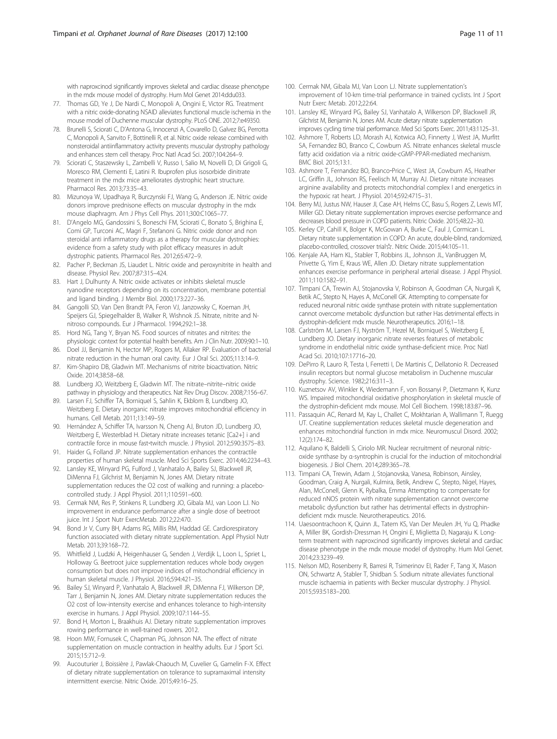with naproxcinod significantly improves skeletal and cardiac disease phenotype in the mdx mouse model of dystrophy. Hum Mol Genet 2014:ddu033.

77. Thomas GD, Ye J, De Nardi C, Monopoli A, Ongini E, Victor RG. Treatment with a nitric oxide-donating NSAID alleviates functional muscle ischemia in the mouse model of Duchenne muscular dystrophy. PLoS ONE. 2012;7:e49350.
78. Brunelli S, Sciorati C, D'Antona G, Innocenzi A, Covarello D, Galvez BG, Perrotta C, Monopoli A, Sanvito F, Bottinelli R, et al. Nitric oxide release combined with nonsteroidal antiinflammatory activity prevents muscular dystrophy pathology and enhances stem cell therapy. Proc Natl Acad Sci. 2007;104:264–9.
79. Sciorati C, Staszewsky L, Zambelli V, Russo I, Salio M, Novelli D, Di Grigoli G, Moresco RM, Clementi E, Latini R. Ibuprofen plus isosorbide dinitrate treatment in the mdx mice ameliorates dystrophic heart structure. Pharmacol Res. 2013;73:35–43.
80. Mizunoya W, Upadhaya R, Burczynski FJ, Wang G, Anderson JE. Nitric oxide donors improve prednisone effects on muscular dystrophy in the mdx mouse diaphragm. Am J Phys Cell Phys. 2011;300:C1065–77.
81. D'Angelo MG, Gandossini S, Boneschi FM, Sciorati C, Bonato S, Brighina E, Comi GP, Turconi AC, Magri F, Stefanoni G. Nitric oxide donor and non steroidal anti inflammatory drugs as a therapy for muscular dystrophies: evidence from a safety study with pilot efficacy measures in adult dystrophic patients. Pharmacol Res. 2012;65:472–9.
82. Pacher P, Beckman JS, Liaudet L. Nitric oxide and peroxynitrite in health and disease. Physiol Rev. 2007;87:315–424.
83. Hart J, Dulhunty A. Nitric oxide activates or inhibits skeletal muscle ryanodine receptors depending on its concentration, membrane potential and ligand binding. J Membr Biol. 2000;173:227–36.
84. Gangolli SD, Van Den Brandt PA, Feron VJ, Janzowsky C, Koeman JH, Speijers GJ, Spiegelhalder B, Walker R, Wishnok JS. Nitrate, nitrite and N-nitroso compounds. Eur J Pharmacol. 1994;292:1–38.
85. Hord NG, Tang Y, Bryan NS. Food sources of nitrates and nitrites: the physiologic context for potential health benefits. Am J Clin Nutr. 2009;90:1–10.
86. Doel JJ, Benjamin N, Hector MP, Rogers M, Allaker RP. Evaluation of bacterial nitrate reduction in the human oral cavity. Eur J Oral Sci. 2005;113:14–9.
87. Kim-Shapiro DB, Gladwin MT. Mechanisms of nitrite bioactivation. Nitric Oxide. 2014;38:58–68.
88. Lundberg JO, Weitzberg E, Gladwin MT. The nitrate–nitrite–nitric oxide pathway in physiology and therapeutics. Nat Rev Drug Discov. 2008;7:156–67.
89. Larsen FJ, Schiffer TA, Borniquel S, Sahlin K, Ekblom B, Lundberg JO, Weitzberg E. Dietary inorganic nitrate improves mitochondrial efficiency in humans. Cell Metab. 2011;13:149–59.
90. Hernández A, Schiffer TA, Ivarsson N, Cheng AJ, Bruton JD, Lundberg JO, Weitzberg E, Westerblad H. Dietary nitrate increases tetanic [Ca2+] i and contractile force in mouse fast-twitch muscle. J Physiol. 2012;590:3575–83.
91. Haider G, Folland JP. Nitrate supplementation enhances the contractile properties of human skeletal muscle. Med Sci Sports Exerc. 2014;46:2234–43.
92. Lansley KE, Winyard PG, Fulford J, Vanhatalo A, Bailey SJ, Blackwell JR, DiMenna FJ, Gilchrist M, Benjamin N, Jones AM. Dietary nitrate supplementation reduces the O2 cost of walking and running: a placebo-controlled study. J Appl Physiol. 2011;110:591–600.
93. Cermak NM, Res P, Stinkens R, Lundberg JO, Gibala MJ, van Loon LJ. No improvement in endurance performance after a single dose of beetroot juice. Int J Sport Nutr ExercMetab. 2012;22:470.
94. Bond Jr V, Curry BH, Adams RG, Millis RM, Haddad GE. Cardiorespiratory function associated with dietary nitrate supplementation. Appl Physiol Nutr Metab. 2013;39:168–72.
95. Whitfield J, Ludzki A, Heigenhauser G, Senden J, Verdijk L, Loon L, Spriet L, Holloway G. Beetroot juice supplementation reduces whole body oxygen consumption but does not improve indices of mitochondrial efficiency in human skeletal muscle. J Physiol. 2016;594:421–35.
96. Bailey SJ, Winyard P, Vanhatalo A, Blackwell JR, DiMenna FJ, Wilkerson DP, Tarr J, Benjamin N, Jones AM. Dietary nitrate supplementation reduces the O2 cost of low-intensity exercise and enhances tolerance to high-intensity exercise in humans. J Appl Physiol. 2009;107:1144–55.
97. Bond H, Morton L, Braakhuis AJ. Dietary nitrate supplementation improves rowing performance in well-trained rowers. 2012.
98. Hoon MW, Fornusek C, Chapman PG, Johnson NA. The effect of nitrate supplementation on muscle contraction in healthy adults. Eur J Sport Sci. 2015;15:712–9.
99. Aucouturier J, Boissière J, Pawlak-Chaouch M, Cuvelier G, Gamelin F-X. Effect of dietary nitrate supplementation on tolerance to supramaximal intensity intermittent exercise. Nitric Oxide. 2015;49:16–25.
100. Cermak NM, Gibala MJ, Van Loon LJ. Nitrate supplementation's improvement of 10-km time-trial performance in trained cyclists. Int J Sport Nutr Exerc Metab. 2012;22:64.
101. Lansley KE, Winyard PG, Bailey SJ, Vanhatalo A, Wilkerson DP, Blackwell JR, Gilchrist M, Benjamin N, Jones AM. Acute dietary nitrate supplementation improves cycling time trial performance. Med Sci Sports Exerc. 2011;43:1125–31.
102. Ashmore T, Roberts LD, Morash AJ, Kotwica AO, Finnerty J, West JA, Murfitt SA, Fernandez BO, Branco C, Cowburn AS. Nitrate enhances skeletal muscle fatty acid oxidation via a nitric oxide-cGMP-PPAR-mediated mechanism. BMC Biol. 2015;13:1.
103. Ashmore T, Fernandez BO, Branco-Price C, West JA, Cowburn AS, Heather LC, Griffin JL, Johnson RS, Feelisch M, Murray AJ. Dietary nitrate increases arginine availability and protects mitochondrial complex I and energetics in the hypoxic rat heart. J Physiol. 2014;592:4715–31.
104. Berry MJ, Justus NW, Hauser JI, Case AH, Helms CC, Basu S, Rogers Z, Lewis MT, Miller GD. Dietary nitrate supplementation improves exercise performance and decreases blood pressure in COPD patients. Nitric Oxide. 2015;48:22–30.
105. Kerley CP, Cahill K, Bolger K, McGowan A, Burke C, Faul J, Cormican L. Dietary nitrate supplementation in COPD: An acute, double-blind, randomized, placebo-controlled, crossover trial☆. Nitric Oxide. 2015;44:105–11.
106. Kenjale AA, Ham KL, Stabler T, Robbins JL, Johnson JL, VanBruggen M, Privette G, Yim E, Kraus WE, Allen JD. Dietary nitrate supplementation enhances exercise performance in peripheral arterial disease. J Appl Physiol. 2011;110:1582–91.
107. Timpani CA, Trewin AJ, Stojanovska V, Robinson A, Goodman CA, Nurgali K, Betik AC, Stepto N, Hayes A, McConell GK. Attempting to compensate for reduced neuronal nitric oxide synthase protein with nitrate supplementation cannot overcome metabolic dysfunction but rather Has detrimental effects in dystrophin-deficient mdx muscle. Neurotherapeutics. 2016;1–18.
108. Carlström M, Larsen FJ, Nyström T, Hezel M, Borniquel S, Weitzberg E, Lundberg JO. Dietary inorganic nitrate reverses features of metabolic syndrome in endothelial nitric oxide synthase-deficient mice. Proc Natl Acad Sci. 2010;107:17716–20.
109. DePirro R, Lauro R, Testa I, Ferretti I, De Martinis C, Dellatonio R. Decreased insulin receptors but normal glucose metabolism in Duchenne muscular dystrophy. Science. 1982;216:311–3.
110. Kuznetsov AV, Winkler K, Wiedemann F, von Bossanyi P, Dietzmann K, Kunz WS. Impaired mitochondrial oxidative phosphorylation in skeletal muscle of the dystrophin-deficient mdx mouse. Mol Cell Biochem. 1998;183:87–96.
111. Passaquin AC, Renard M, Kay L, Challet C, Mokhtarian A, Wallimann T, Ruegg UT. Creatine supplementation reduces skeletal muscle degeneration and enhances mitochondrial function in mdx mice. Neuromuscul Disord. 2002; 12(2):174–82.
112. Aquilano K, Baldelli S, Ciriolo MR. Nuclear recruitment of neuronal nitric-oxide synthase by α-syntrophin is crucial for the induction of mitochondrial biogenesis. J Biol Chem. 2014;289:365–78.
113. Timpani CA, Trewin, Adam J, Stojanovska, Vanesa, Robinson, Ainsley, Goodman, Craig A, Nurgali, Kulmira, Betik, Andrew C, Stepto, Nigel, Hayes, Alan, McConell, Glenn K, Rybalka, Emma Attempting to compensate for reduced nNOS protein with nitrate supplementation cannot overcome metabolic dysfunction but rather has detrimental effects in dystrophin-deficient mdx muscle. Neurotherapeutics. 2016.
114. Uaesoontrachoon K, Quinn JL, Tatem KS, Van Der Meulen JH, Yu Q, Phadke A, Miller BK, Gordish-Dressman H, Ongini E, Miglietta D, Nagaraju K. Long-term treatment with naproxcinod significantly improves skeletal and cardiac disease phenotype in the mdx mouse model of dystrophy. Hum Mol Genet. 2014;23:3239–49.
115. Nelson MD, Rosenberry R, Barresi R, Tsimerinov EI, Rader F, Tang X, Mason ON, Schwartz A, Stabler T, Shidban S. Sodium nitrate alleviates functional muscle ischaemia in patients with Becker muscular dystrophy. J Physiol. 2015;593:5183–200.